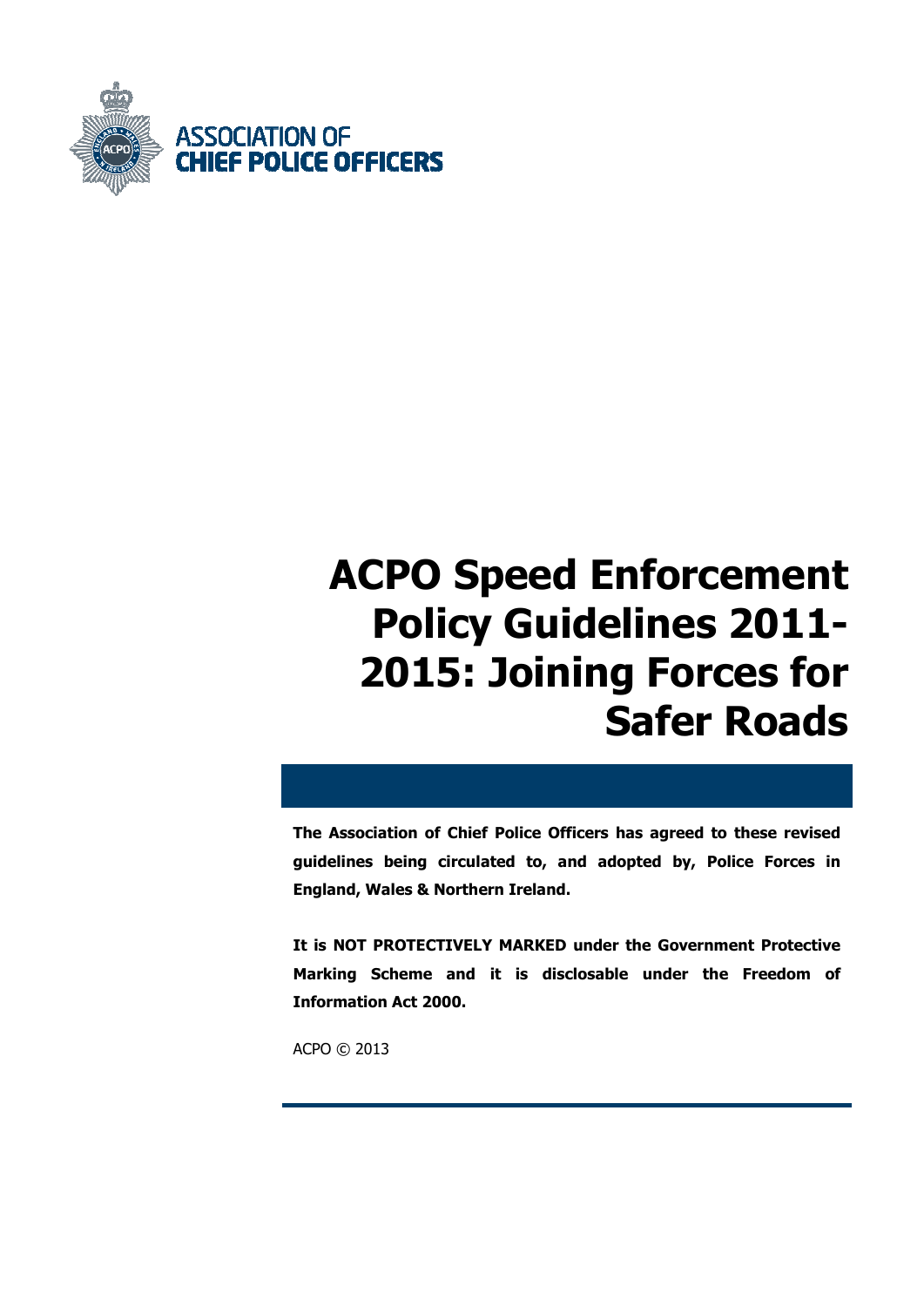ASSOCIATION OF
**CHIEF POLICE OFFICERS**

# ACPO Speed Enforcement Policy Guidelines 2011-2015: Joining Forces for Safer Roads

**The Association of Chief Police Officers has agreed to these revised guidelines being circulated to, and adopted by, Police Forces in England, Wales & Northern Ireland.**

**It is NOT PROTECTIVELY MARKED under the Government Protective Marking Scheme and it is disclosable under the Freedom of Information Act 2000.**

ACPO © 2013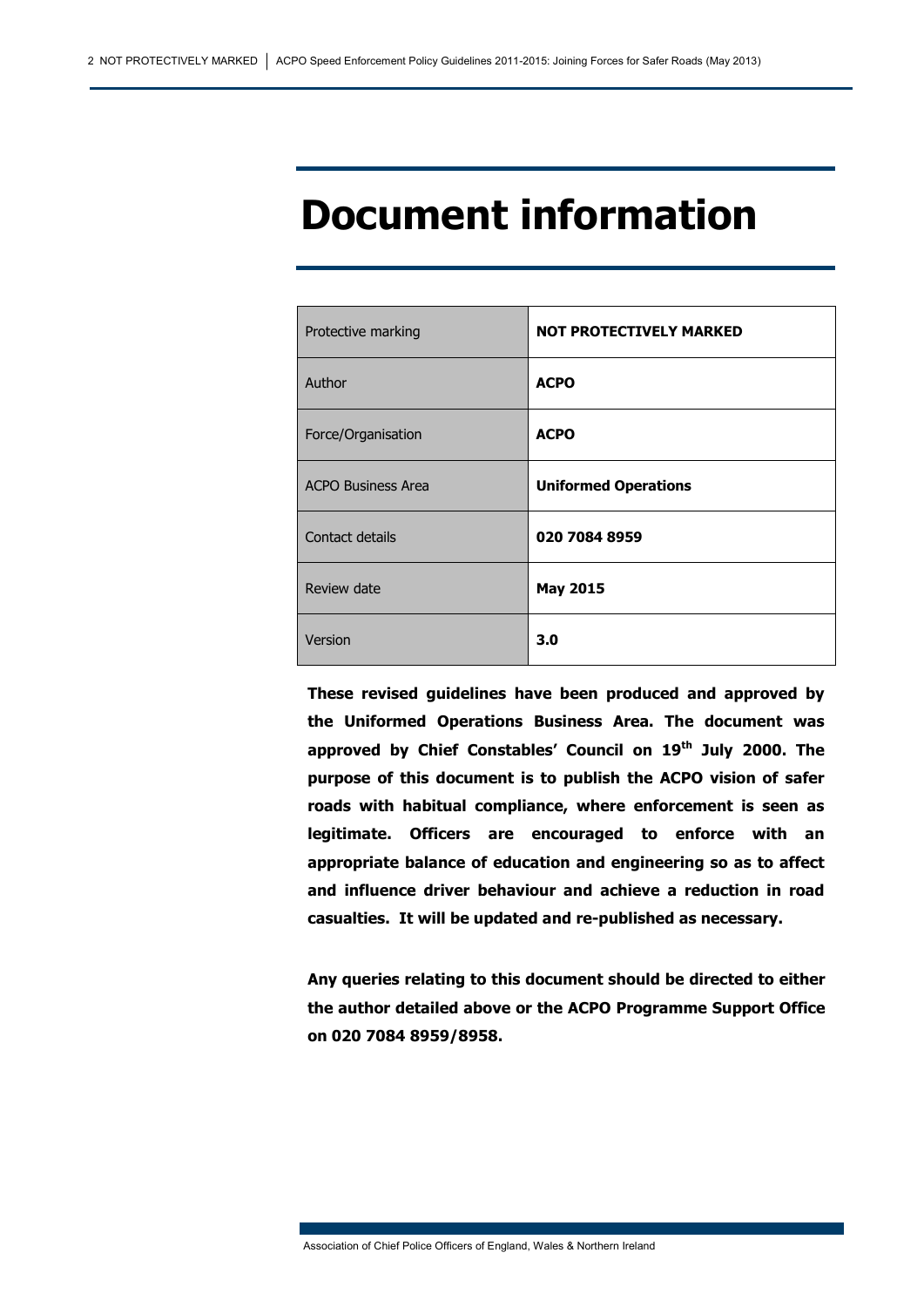# Document information

| Protective marking | **NOT PROTECTIVELY MARKED** |
|---|---|
| Author | **ACPO** |
| Force/Organisation | **ACPO** |
| ACPO Business Area | **Uniformed Operations** |
| Contact details | **020 7084 8959** |
| Review date | **May 2015** |
| Version | **3.0** |

**These revised guidelines have been produced and approved by the Uniformed Operations Business Area. The document was approved by Chief Constables' Council on 19th July 2000. The purpose of this document is to publish the ACPO vision of safer roads with habitual compliance, where enforcement is seen as legitimate. Officers are encouraged to enforce with an appropriate balance of education and engineering so as to affect and influence driver behaviour and achieve a reduction in road casualties. It will be updated and re-published as necessary.**

**Any queries relating to this document should be directed to either the author detailed above or the ACPO Programme Support Office on 020 7084 8959/8958.**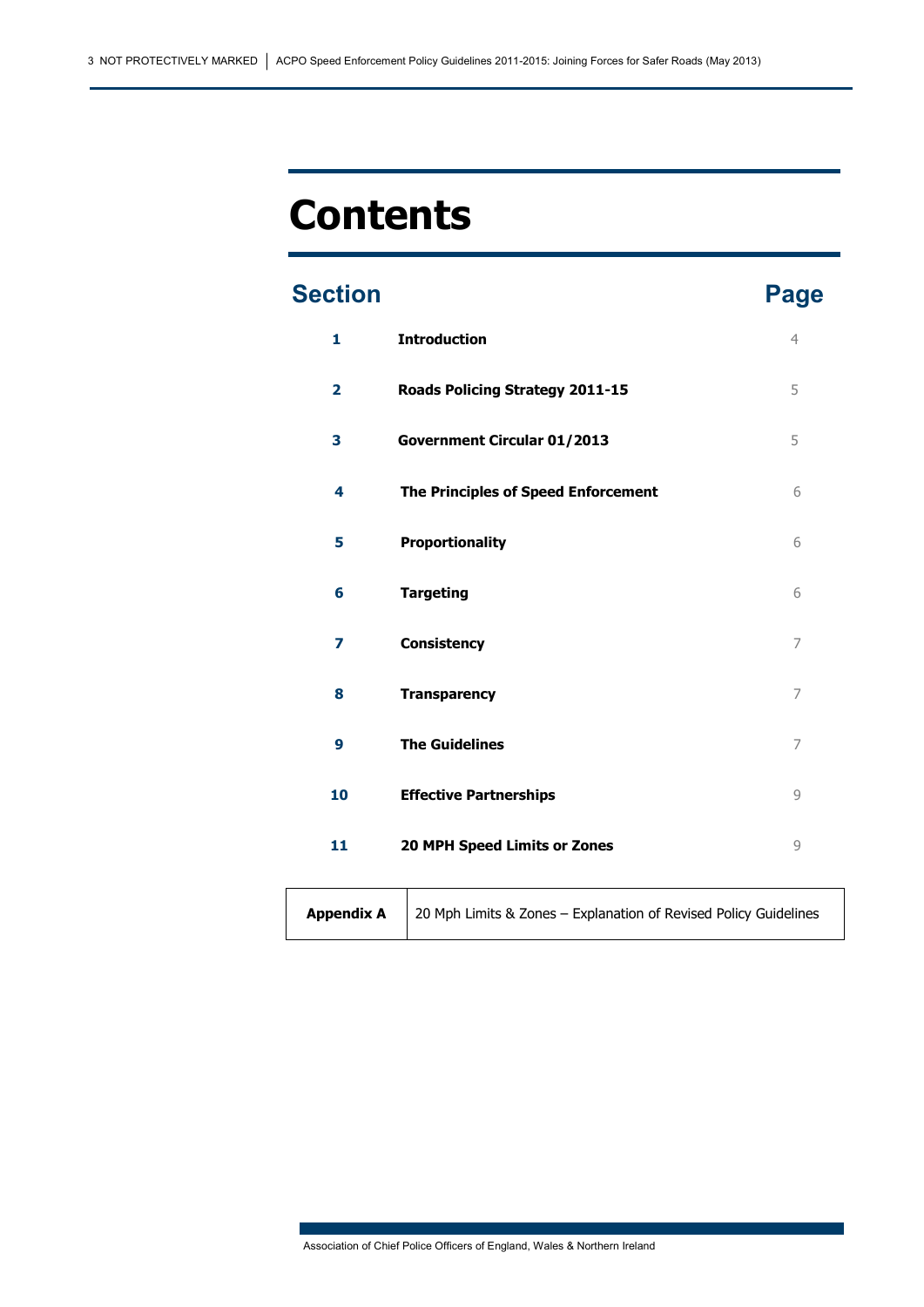# Contents

| Section | | Page |
|---|---|---|
| 1 | **Introduction** | 4 |
| 2 | **Roads Policing Strategy 2011-15** | 5 |
| 3 | **Government Circular 01/2013** | 5 |
| 4 | **The Principles of Speed Enforcement** | 6 |
| 5 | **Proportionality** | 6 |
| 6 | **Targeting** | 6 |
| 7 | **Consistency** | 7 |
| 8 | **Transparency** | 7 |
| 9 | **The Guidelines** | 7 |
| 10 | **Effective Partnerships** | 9 |
| 11 | **20 MPH Speed Limits or Zones** | 9 |

| **Appendix A** | 20 Mph Limits & Zones – Explanation of Revised Policy Guidelines |
|---|---|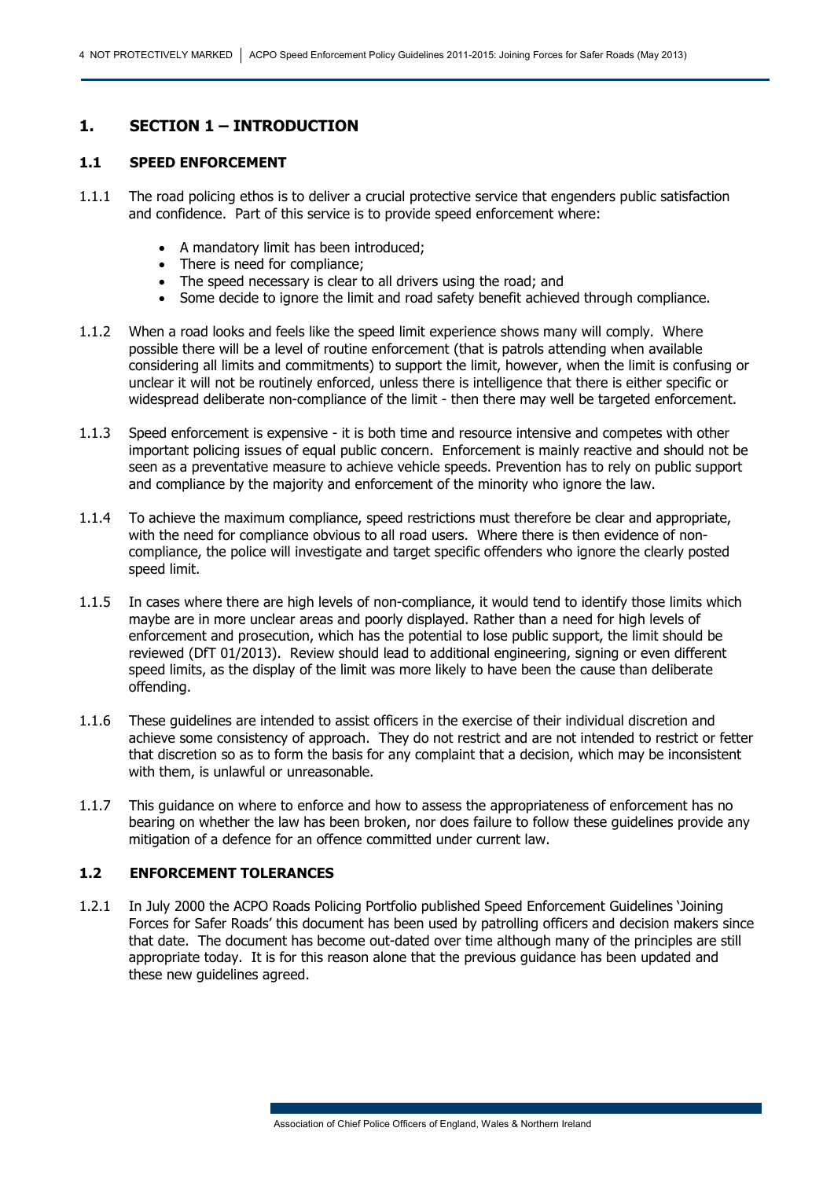# 1. SECTION 1 – INTRODUCTION

## 1.1 SPEED ENFORCEMENT

1.1.1 The road policing ethos is to deliver a crucial protective service that engenders public satisfaction and confidence. Part of this service is to provide speed enforcement where:

- A mandatory limit has been introduced;
- There is need for compliance;
- The speed necessary is clear to all drivers using the road; and
- Some decide to ignore the limit and road safety benefit achieved through compliance.

1.1.2 When a road looks and feels like the speed limit experience shows many will comply. Where possible there will be a level of routine enforcement (that is patrols attending when available considering all limits and commitments) to support the limit, however, when the limit is confusing or unclear it will not be routinely enforced, unless there is intelligence that there is either specific or widespread deliberate non-compliance of the limit - then there may well be targeted enforcement.

1.1.3 Speed enforcement is expensive - it is both time and resource intensive and competes with other important policing issues of equal public concern. Enforcement is mainly reactive and should not be seen as a preventative measure to achieve vehicle speeds. Prevention has to rely on public support and compliance by the majority and enforcement of the minority who ignore the law.

1.1.4 To achieve the maximum compliance, speed restrictions must therefore be clear and appropriate, with the need for compliance obvious to all road users. Where there is then evidence of non-compliance, the police will investigate and target specific offenders who ignore the clearly posted speed limit.

1.1.5 In cases where there are high levels of non-compliance, it would tend to identify those limits which maybe are in more unclear areas and poorly displayed. Rather than a need for high levels of enforcement and prosecution, which has the potential to lose public support, the limit should be reviewed (DfT 01/2013). Review should lead to additional engineering, signing or even different speed limits, as the display of the limit was more likely to have been the cause than deliberate offending.

1.1.6 These guidelines are intended to assist officers in the exercise of their individual discretion and achieve some consistency of approach. They do not restrict and are not intended to restrict or fetter that discretion so as to form the basis for any complaint that a decision, which may be inconsistent with them, is unlawful or unreasonable.

1.1.7 This guidance on where to enforce and how to assess the appropriateness of enforcement has no bearing on whether the law has been broken, nor does failure to follow these guidelines provide any mitigation of a defence for an offence committed under current law.

## 1.2 ENFORCEMENT TOLERANCES

1.2.1 In July 2000 the ACPO Roads Policing Portfolio published Speed Enforcement Guidelines 'Joining Forces for Safer Roads' this document has been used by patrolling officers and decision makers since that date. The document has become out-dated over time although many of the principles are still appropriate today. It is for this reason alone that the previous guidance has been updated and these new guidelines agreed.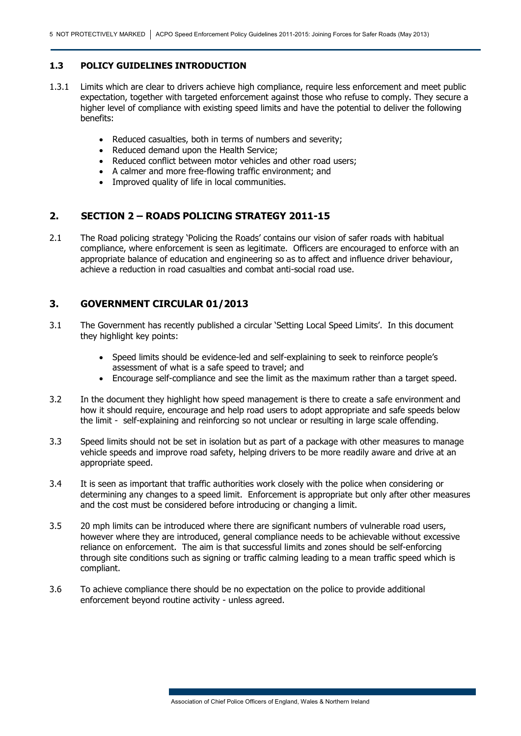### 1.3 POLICY GUIDELINES INTRODUCTION

1.3.1 Limits which are clear to drivers achieve high compliance, require less enforcement and meet public expectation, together with targeted enforcement against those who refuse to comply. They secure a higher level of compliance with existing speed limits and have the potential to deliver the following benefits:

- Reduced casualties, both in terms of numbers and severity;
- Reduced demand upon the Health Service;
- Reduced conflict between motor vehicles and other road users;
- A calmer and more free-flowing traffic environment; and
- Improved quality of life in local communities.

## 2. SECTION 2 – ROADS POLICING STRATEGY 2011-15

2.1 The Road policing strategy 'Policing the Roads' contains our vision of safer roads with habitual compliance, where enforcement is seen as legitimate. Officers are encouraged to enforce with an appropriate balance of education and engineering so as to affect and influence driver behaviour, achieve a reduction in road casualties and combat anti-social road use.

## 3. GOVERNMENT CIRCULAR 01/2013

3.1 The Government has recently published a circular 'Setting Local Speed Limits'. In this document they highlight key points:

- Speed limits should be evidence-led and self-explaining to seek to reinforce people's assessment of what is a safe speed to travel; and
- Encourage self-compliance and see the limit as the maximum rather than a target speed.

3.2 In the document they highlight how speed management is there to create a safe environment and how it should require, encourage and help road users to adopt appropriate and safe speeds below the limit - self-explaining and reinforcing so not unclear or resulting in large scale offending.

3.3 Speed limits should not be set in isolation but as part of a package with other measures to manage vehicle speeds and improve road safety, helping drivers to be more readily aware and drive at an appropriate speed.

3.4 It is seen as important that traffic authorities work closely with the police when considering or determining any changes to a speed limit. Enforcement is appropriate but only after other measures and the cost must be considered before introducing or changing a limit.

3.5 20 mph limits can be introduced where there are significant numbers of vulnerable road users, however where they are introduced, general compliance needs to be achievable without excessive reliance on enforcement. The aim is that successful limits and zones should be self-enforcing through site conditions such as signing or traffic calming leading to a mean traffic speed which is compliant.

3.6 To achieve compliance there should be no expectation on the police to provide additional enforcement beyond routine activity - unless agreed.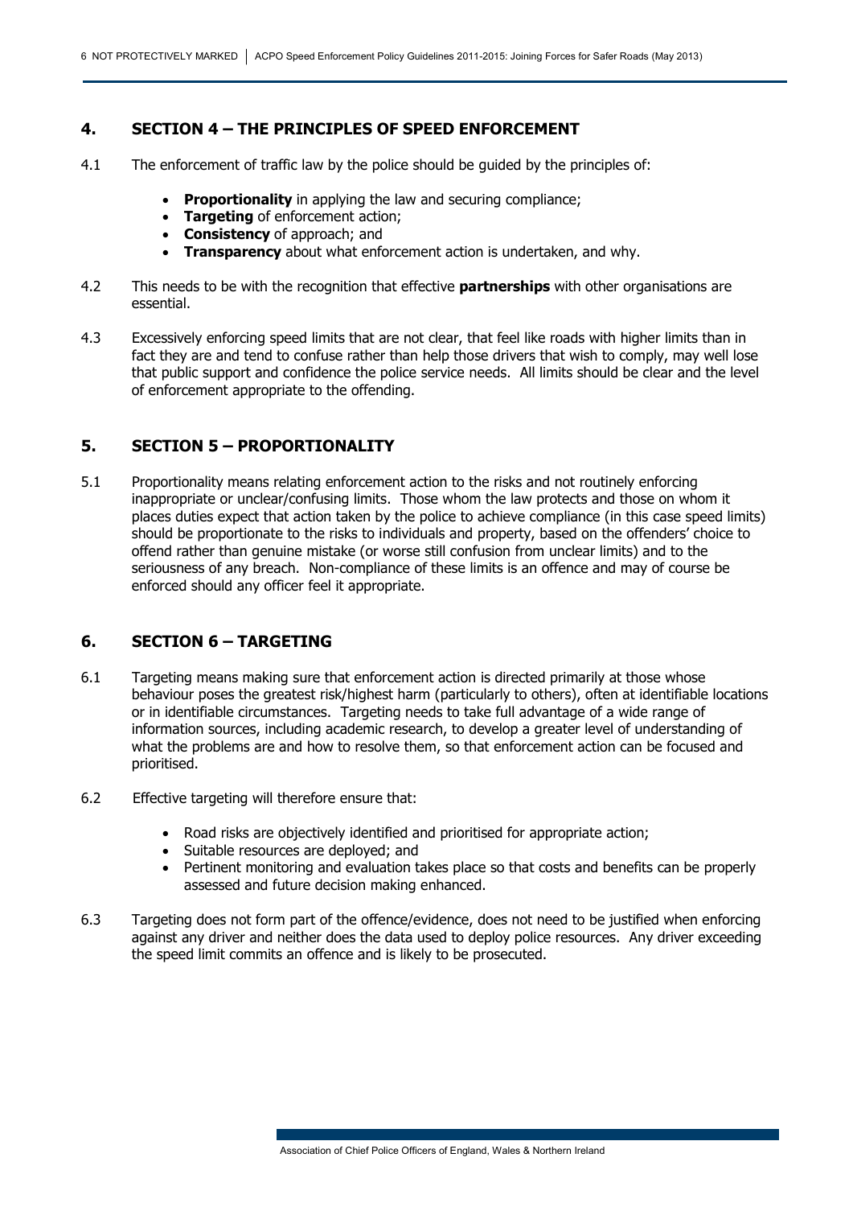## 4. SECTION 4 – THE PRINCIPLES OF SPEED ENFORCEMENT

4.1 The enforcement of traffic law by the police should be guided by the principles of:

- **Proportionality** in applying the law and securing compliance;
- **Targeting** of enforcement action;
- **Consistency** of approach; and
- **Transparency** about what enforcement action is undertaken, and why.

4.2 This needs to be with the recognition that effective **partnerships** with other organisations are essential.

4.3 Excessively enforcing speed limits that are not clear, that feel like roads with higher limits than in fact they are and tend to confuse rather than help those drivers that wish to comply, may well lose that public support and confidence the police service needs. All limits should be clear and the level of enforcement appropriate to the offending.

## 5. SECTION 5 – PROPORTIONALITY

5.1 Proportionality means relating enforcement action to the risks and not routinely enforcing inappropriate or unclear/confusing limits. Those whom the law protects and those on whom it places duties expect that action taken by the police to achieve compliance (in this case speed limits) should be proportionate to the risks to individuals and property, based on the offenders' choice to offend rather than genuine mistake (or worse still confusion from unclear limits) and to the seriousness of any breach. Non-compliance of these limits is an offence and may of course be enforced should any officer feel it appropriate.

## 6. SECTION 6 – TARGETING

6.1 Targeting means making sure that enforcement action is directed primarily at those whose behaviour poses the greatest risk/highest harm (particularly to others), often at identifiable locations or in identifiable circumstances. Targeting needs to take full advantage of a wide range of information sources, including academic research, to develop a greater level of understanding of what the problems are and how to resolve them, so that enforcement action can be focused and prioritised.

6.2 Effective targeting will therefore ensure that:

- Road risks are objectively identified and prioritised for appropriate action;
- Suitable resources are deployed; and
- Pertinent monitoring and evaluation takes place so that costs and benefits can be properly assessed and future decision making enhanced.

6.3 Targeting does not form part of the offence/evidence, does not need to be justified when enforcing against any driver and neither does the data used to deploy police resources. Any driver exceeding the speed limit commits an offence and is likely to be prosecuted.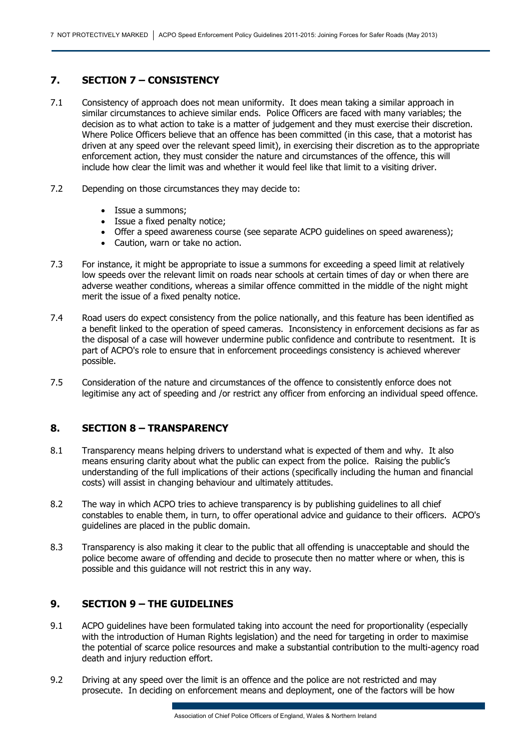## 7. SECTION 7 – CONSISTENCY

7.1 Consistency of approach does not mean uniformity. It does mean taking a similar approach in similar circumstances to achieve similar ends. Police Officers are faced with many variables; the decision as to what action to take is a matter of judgement and they must exercise their discretion. Where Police Officers believe that an offence has been committed (in this case, that a motorist has driven at any speed over the relevant speed limit), in exercising their discretion as to the appropriate enforcement action, they must consider the nature and circumstances of the offence, this will include how clear the limit was and whether it would feel like that limit to a visiting driver.

7.2 Depending on those circumstances they may decide to:

- Issue a summons;
- Issue a fixed penalty notice;
- Offer a speed awareness course (see separate ACPO guidelines on speed awareness);
- Caution, warn or take no action.

7.3 For instance, it might be appropriate to issue a summons for exceeding a speed limit at relatively low speeds over the relevant limit on roads near schools at certain times of day or when there are adverse weather conditions, whereas a similar offence committed in the middle of the night might merit the issue of a fixed penalty notice.

7.4 Road users do expect consistency from the police nationally, and this feature has been identified as a benefit linked to the operation of speed cameras. Inconsistency in enforcement decisions as far as the disposal of a case will however undermine public confidence and contribute to resentment. It is part of ACPO's role to ensure that in enforcement proceedings consistency is achieved wherever possible.

7.5 Consideration of the nature and circumstances of the offence to consistently enforce does not legitimise any act of speeding and /or restrict any officer from enforcing an individual speed offence.

## 8. SECTION 8 – TRANSPARENCY

8.1 Transparency means helping drivers to understand what is expected of them and why. It also means ensuring clarity about what the public can expect from the police. Raising the public's understanding of the full implications of their actions (specifically including the human and financial costs) will assist in changing behaviour and ultimately attitudes.

8.2 The way in which ACPO tries to achieve transparency is by publishing guidelines to all chief constables to enable them, in turn, to offer operational advice and guidance to their officers. ACPO's guidelines are placed in the public domain.

8.3 Transparency is also making it clear to the public that all offending is unacceptable and should the police become aware of offending and decide to prosecute then no matter where or when, this is possible and this guidance will not restrict this in any way.

## 9. SECTION 9 – THE GUIDELINES

9.1 ACPO guidelines have been formulated taking into account the need for proportionality (especially with the introduction of Human Rights legislation) and the need for targeting in order to maximise the potential of scarce police resources and make a substantial contribution to the multi-agency road death and injury reduction effort.

9.2 Driving at any speed over the limit is an offence and the police are not restricted and may prosecute. In deciding on enforcement means and deployment, one of the factors will be how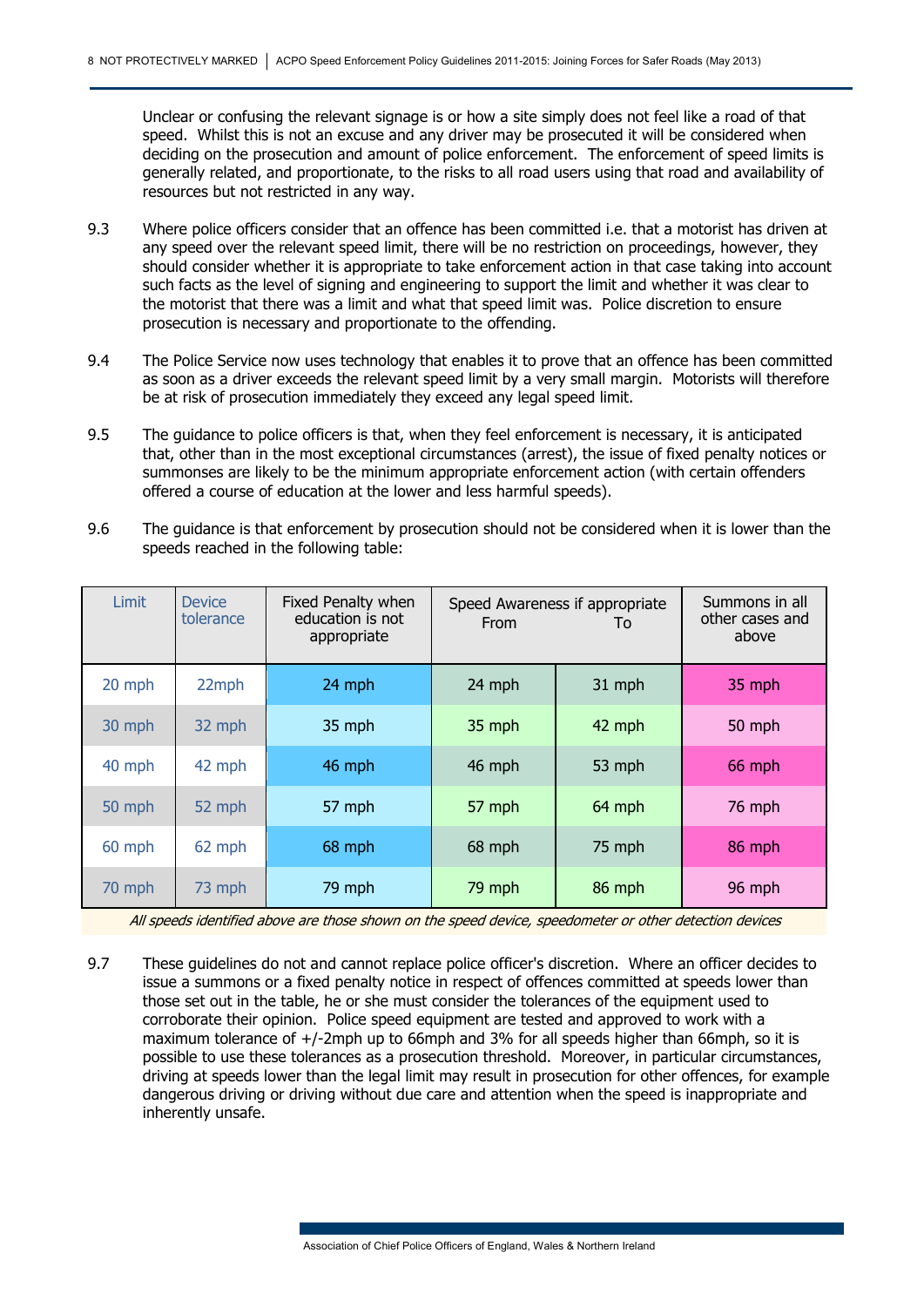Unclear or confusing the relevant signage is or how a site simply does not feel like a road of that speed. Whilst this is not an excuse and any driver may be prosecuted it will be considered when deciding on the prosecution and amount of police enforcement. The enforcement of speed limits is generally related, and proportionate, to the risks to all road users using that road and availability of resources but not restricted in any way.

9.3 Where police officers consider that an offence has been committed i.e. that a motorist has driven at any speed over the relevant speed limit, there will be no restriction on proceedings, however, they should consider whether it is appropriate to take enforcement action in that case taking into account such facts as the level of signing and engineering to support the limit and whether it was clear to the motorist that there was a limit and what that speed limit was. Police discretion to ensure prosecution is necessary and proportionate to the offending.

9.4 The Police Service now uses technology that enables it to prove that an offence has been committed as soon as a driver exceeds the relevant speed limit by a very small margin. Motorists will therefore be at risk of prosecution immediately they exceed any legal speed limit.

9.5 The guidance to police officers is that, when they feel enforcement is necessary, it is anticipated that, other than in the most exceptional circumstances (arrest), the issue of fixed penalty notices or summonses are likely to be the minimum appropriate enforcement action (with certain offenders offered a course of education at the lower and less harmful speeds).

9.6 The guidance is that enforcement by prosecution should not be considered when it is lower than the speeds reached in the following table:

| Limit | Device tolerance | Fixed Penalty when education is not appropriate | Speed Awareness if appropriate From | To | Summons in all other cases and above |
|---|---|---|---|---|---|
| 20 mph | 22mph | 24 mph | 24 mph | 31 mph | 35 mph |
| 30 mph | 32 mph | 35 mph | 35 mph | 42 mph | 50 mph |
| 40 mph | 42 mph | 46 mph | 46 mph | 53 mph | 66 mph |
| 50 mph | 52 mph | 57 mph | 57 mph | 64 mph | 76 mph |
| 60 mph | 62 mph | 68 mph | 68 mph | 75 mph | 86 mph |
| 70 mph | 73 mph | 79 mph | 79 mph | 86 mph | 96 mph |

*All speeds identified above are those shown on the speed device, speedometer or other detection devices*

9.7 These guidelines do not and cannot replace police officer's discretion. Where an officer decides to issue a summons or a fixed penalty notice in respect of offences committed at speeds lower than those set out in the table, he or she must consider the tolerances of the equipment used to corroborate their opinion. Police speed equipment are tested and approved to work with a maximum tolerance of +/-2mph up to 66mph and 3% for all speeds higher than 66mph, so it is possible to use these tolerances as a prosecution threshold. Moreover, in particular circumstances, driving at speeds lower than the legal limit may result in prosecution for other offences, for example dangerous driving or driving without due care and attention when the speed is inappropriate and inherently unsafe.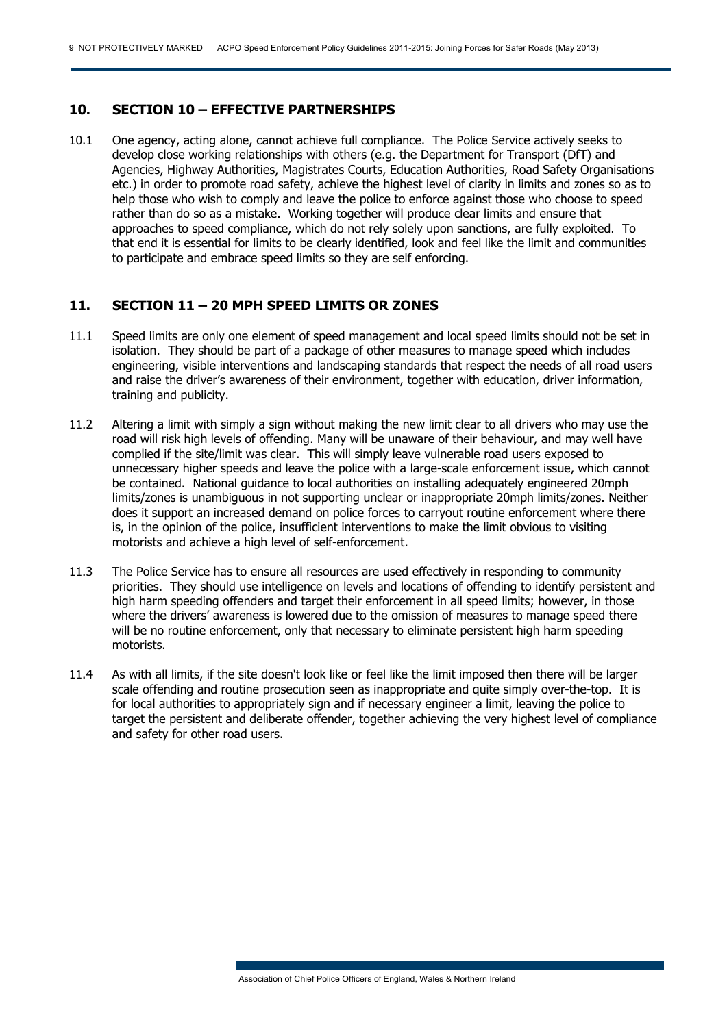## 10. SECTION 10 – EFFECTIVE PARTNERSHIPS

10.1 One agency, acting alone, cannot achieve full compliance. The Police Service actively seeks to develop close working relationships with others (e.g. the Department for Transport (DfT) and Agencies, Highway Authorities, Magistrates Courts, Education Authorities, Road Safety Organisations etc.) in order to promote road safety, achieve the highest level of clarity in limits and zones so as to help those who wish to comply and leave the police to enforce against those who choose to speed rather than do so as a mistake. Working together will produce clear limits and ensure that approaches to speed compliance, which do not rely solely upon sanctions, are fully exploited. To that end it is essential for limits to be clearly identified, look and feel like the limit and communities to participate and embrace speed limits so they are self enforcing.

## 11. SECTION 11 – 20 MPH SPEED LIMITS OR ZONES

11.1 Speed limits are only one element of speed management and local speed limits should not be set in isolation. They should be part of a package of other measures to manage speed which includes engineering, visible interventions and landscaping standards that respect the needs of all road users and raise the driver's awareness of their environment, together with education, driver information, training and publicity.

11.2 Altering a limit with simply a sign without making the new limit clear to all drivers who may use the road will risk high levels of offending. Many will be unaware of their behaviour, and may well have complied if the site/limit was clear. This will simply leave vulnerable road users exposed to unnecessary higher speeds and leave the police with a large-scale enforcement issue, which cannot be contained. National guidance to local authorities on installing adequately engineered 20mph limits/zones is unambiguous in not supporting unclear or inappropriate 20mph limits/zones. Neither does it support an increased demand on police forces to carryout routine enforcement where there is, in the opinion of the police, insufficient interventions to make the limit obvious to visiting motorists and achieve a high level of self-enforcement.

11.3 The Police Service has to ensure all resources are used effectively in responding to community priorities. They should use intelligence on levels and locations of offending to identify persistent and high harm speeding offenders and target their enforcement in all speed limits; however, in those where the drivers' awareness is lowered due to the omission of measures to manage speed there will be no routine enforcement, only that necessary to eliminate persistent high harm speeding motorists.

11.4 As with all limits, if the site doesn't look like or feel like the limit imposed then there will be larger scale offending and routine prosecution seen as inappropriate and quite simply over-the-top. It is for local authorities to appropriately sign and if necessary engineer a limit, leaving the police to target the persistent and deliberate offender, together achieving the very highest level of compliance and safety for other road users.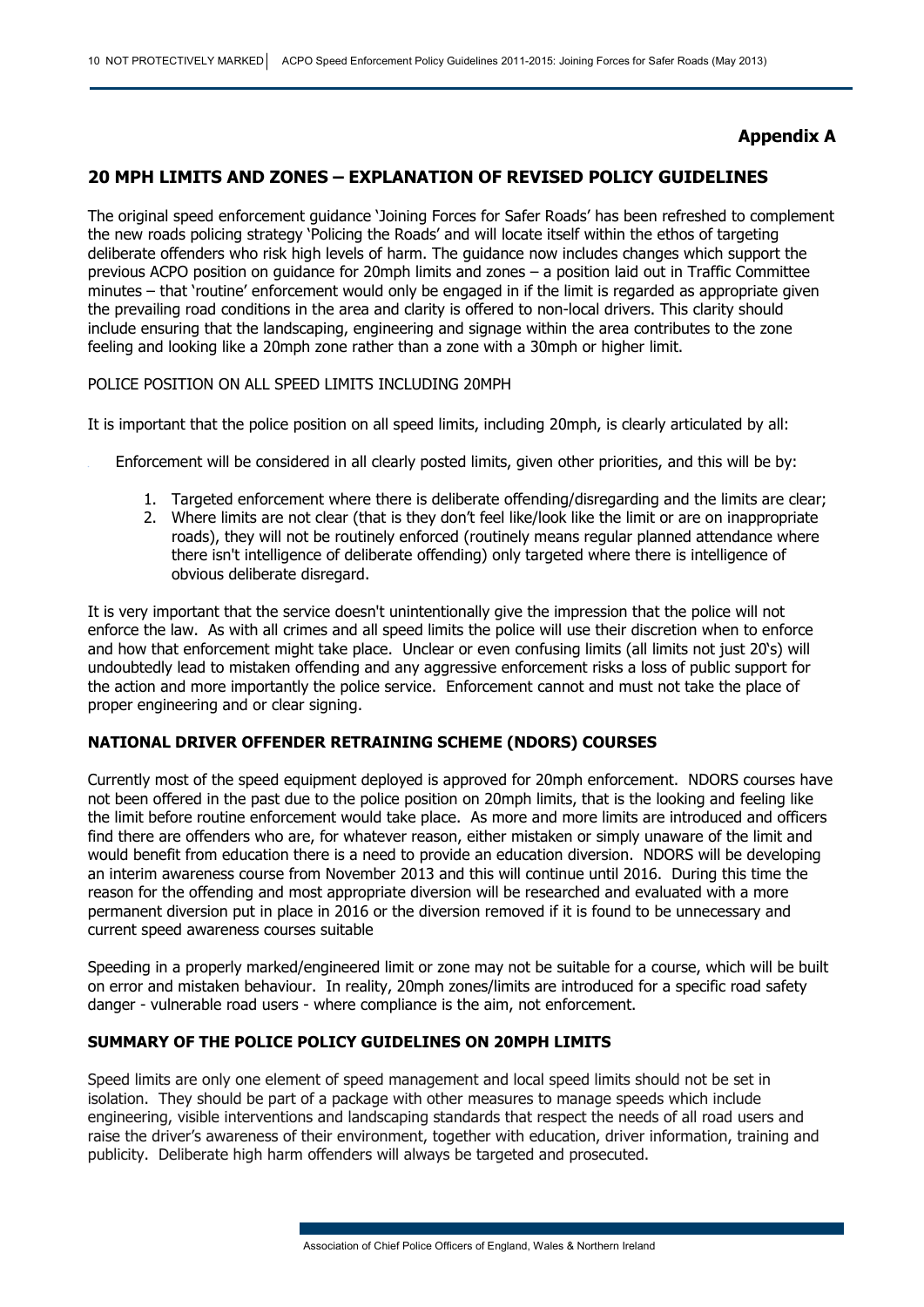**Appendix A**

## 20 MPH LIMITS AND ZONES – EXPLANATION OF REVISED POLICY GUIDELINES

The original speed enforcement guidance 'Joining Forces for Safer Roads' has been refreshed to complement the new roads policing strategy 'Policing the Roads' and will locate itself within the ethos of targeting deliberate offenders who risk high levels of harm. The guidance now includes changes which support the previous ACPO position on guidance for 20mph limits and zones – a position laid out in Traffic Committee minutes – that 'routine' enforcement would only be engaged in if the limit is regarded as appropriate given the prevailing road conditions in the area and clarity is offered to non-local drivers. This clarity should include ensuring that the landscaping, engineering and signage within the area contributes to the zone feeling and looking like a 20mph zone rather than a zone with a 30mph or higher limit.

POLICE POSITION ON ALL SPEED LIMITS INCLUDING 20MPH

It is important that the police position on all speed limits, including 20mph, is clearly articulated by all:

Enforcement will be considered in all clearly posted limits, given other priorities, and this will be by:

1. Targeted enforcement where there is deliberate offending/disregarding and the limits are clear;
2. Where limits are not clear (that is they don't feel like/look like the limit or are on inappropriate roads), they will not be routinely enforced (routinely means regular planned attendance where there isn't intelligence of deliberate offending) only targeted where there is intelligence of obvious deliberate disregard.

It is very important that the service doesn't unintentionally give the impression that the police will not enforce the law. As with all crimes and all speed limits the police will use their discretion when to enforce and how that enforcement might take place. Unclear or even confusing limits (all limits not just 20's) will undoubtedly lead to mistaken offending and any aggressive enforcement risks a loss of public support for the action and more importantly the police service. Enforcement cannot and must not take the place of proper engineering and or clear signing.

### NATIONAL DRIVER OFFENDER RETRAINING SCHEME (NDORS) COURSES

Currently most of the speed equipment deployed is approved for 20mph enforcement. NDORS courses have not been offered in the past due to the police position on 20mph limits, that is the looking and feeling like the limit before routine enforcement would take place. As more and more limits are introduced and officers find there are offenders who are, for whatever reason, either mistaken or simply unaware of the limit and would benefit from education there is a need to provide an education diversion. NDORS will be developing an interim awareness course from November 2013 and this will continue until 2016. During this time the reason for the offending and most appropriate diversion will be researched and evaluated with a more permanent diversion put in place in 2016 or the diversion removed if it is found to be unnecessary and current speed awareness courses suitable

Speeding in a properly marked/engineered limit or zone may not be suitable for a course, which will be built on error and mistaken behaviour. In reality, 20mph zones/limits are introduced for a specific road safety danger - vulnerable road users - where compliance is the aim, not enforcement.

### SUMMARY OF THE POLICE POLICY GUIDELINES ON 20MPH LIMITS

Speed limits are only one element of speed management and local speed limits should not be set in isolation. They should be part of a package with other measures to manage speeds which include engineering, visible interventions and landscaping standards that respect the needs of all road users and raise the driver's awareness of their environment, together with education, driver information, training and publicity. Deliberate high harm offenders will always be targeted and prosecuted.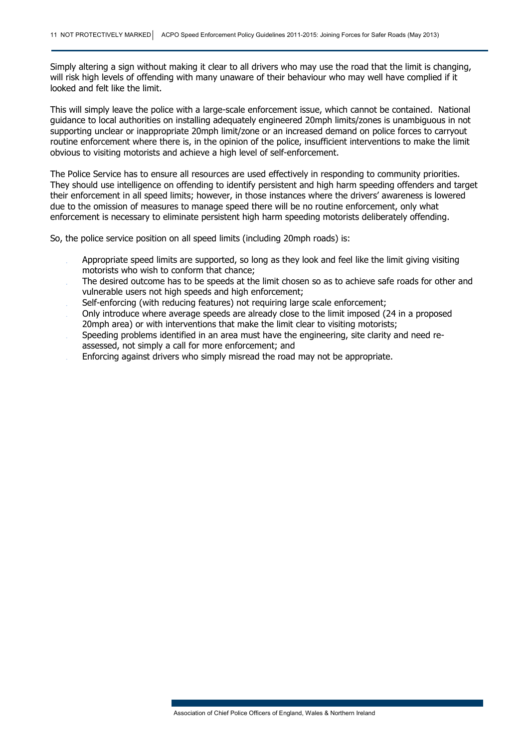Simply altering a sign without making it clear to all drivers who may use the road that the limit is changing, will risk high levels of offending with many unaware of their behaviour who may well have complied if it looked and felt like the limit.

This will simply leave the police with a large-scale enforcement issue, which cannot be contained. National guidance to local authorities on installing adequately engineered 20mph limits/zones is unambiguous in not supporting unclear or inappropriate 20mph limit/zone or an increased demand on police forces to carryout routine enforcement where there is, in the opinion of the police, insufficient interventions to make the limit obvious to visiting motorists and achieve a high level of self-enforcement.

The Police Service has to ensure all resources are used effectively in responding to community priorities. They should use intelligence on offending to identify persistent and high harm speeding offenders and target their enforcement in all speed limits; however, in those instances where the drivers' awareness is lowered due to the omission of measures to manage speed there will be no routine enforcement, only what enforcement is necessary to eliminate persistent high harm speeding motorists deliberately offending.

So, the police service position on all speed limits (including 20mph roads) is:

- Appropriate speed limits are supported, so long as they look and feel like the limit giving visiting motorists who wish to conform that chance;
- The desired outcome has to be speeds at the limit chosen so as to achieve safe roads for other and vulnerable users not high speeds and high enforcement;
- Self-enforcing (with reducing features) not requiring large scale enforcement;
- Only introduce where average speeds are already close to the limit imposed (24 in a proposed 20mph area) or with interventions that make the limit clear to visiting motorists;
- Speeding problems identified in an area must have the engineering, site clarity and need re-assessed, not simply a call for more enforcement; and
- Enforcing against drivers who simply misread the road may not be appropriate.